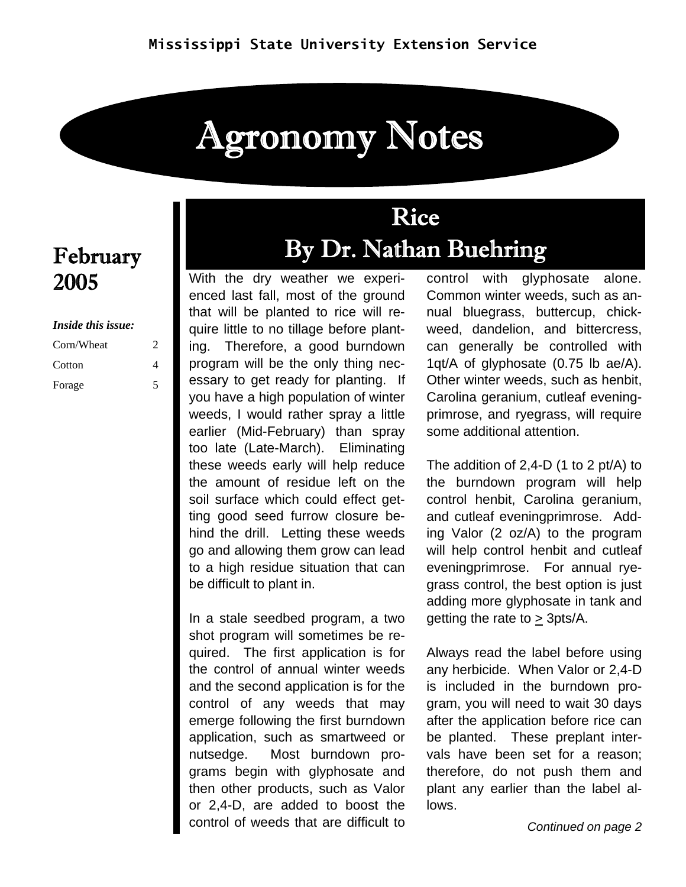Mississippi State University Extension Service

# Agronomy Notes

## February 2005

***Inside this issue:***

| | |
|---|---|
| Corn/Wheat | 2 |
| Cotton | 4 |
| Forage | 5 |

## Rice
## By Dr. Nathan Buehring

With the dry weather we experienced last fall, most of the ground that will be planted to rice will require little to no tillage before planting. Therefore, a good burndown program will be the only thing necessary to get ready for planting. If you have a high population of winter weeds, I would rather spray a little earlier (Mid-February) than spray too late (Late-March). Eliminating these weeds early will help reduce the amount of residue left on the soil surface which could effect getting good seed furrow closure behind the drill. Letting these weeds go and allowing them grow can lead to a high residue situation that can be difficult to plant in.

In a stale seedbed program, a two shot program will sometimes be required. The first application is for the control of annual winter weeds and the second application is for the control of any weeds that may emerge following the first burndown application, such as smartweed or nutsedge. Most burndown programs begin with glyphosate and then other products, such as Valor or 2,4-D, are added to boost the control of weeds that are difficult to control with glyphosate alone. Common winter weeds, such as annual bluegrass, buttercup, chickweed, dandelion, and bittercress, can generally be controlled with 1qt/A of glyphosate (0.75 lb ae/A). Other winter weeds, such as henbit, Carolina geranium, cutleaf eveningprimrose, and ryegrass, will require some additional attention.

The addition of 2,4-D (1 to 2 pt/A) to the burndown program will help control henbit, Carolina geranium, and cutleaf eveningprimrose. Adding Valor (2 oz/A) to the program will help control henbit and cutleaf eveningprimrose. For annual ryegrass control, the best option is just adding more glyphosate in tank and getting the rate to ≥ 3pts/A.

Always read the label before using any herbicide. When Valor or 2,4-D is included in the burndown program, you will need to wait 30 days after the application before rice can be planted. These preplant intervals have been set for a reason; therefore, do not push them and plant any earlier than the label allows.

*Continued on page 2*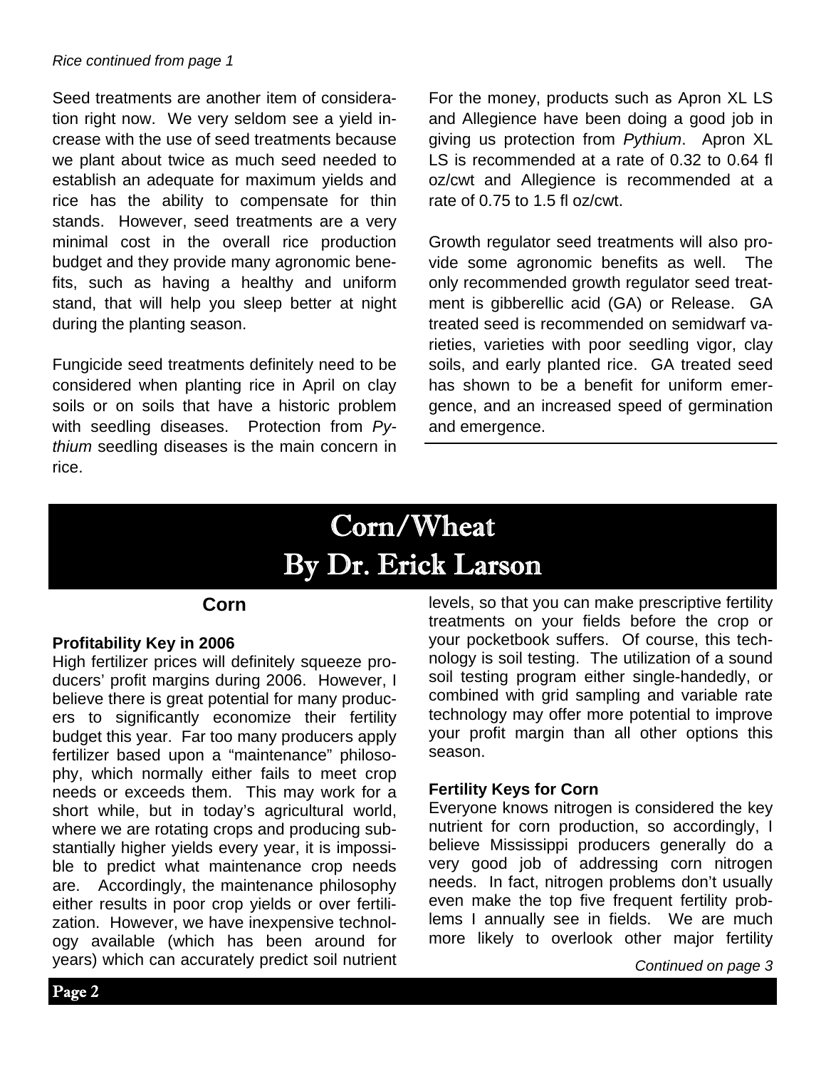*Rice continued from page 1*

Seed treatments are another item of consideration right now. We very seldom see a yield increase with the use of seed treatments because we plant about twice as much seed needed to establish an adequate for maximum yields and rice has the ability to compensate for thin stands. However, seed treatments are a very minimal cost in the overall rice production budget and they provide many agronomic benefits, such as having a healthy and uniform stand, that will help you sleep better at night during the planting season.

Fungicide seed treatments definitely need to be considered when planting rice in April on clay soils or on soils that have a historic problem with seedling diseases. Protection from *Pythium* seedling diseases is the main concern in rice.

For the money, products such as Apron XL LS and Allegience have been doing a good job in giving us protection from *Pythium*. Apron XL LS is recommended at a rate of 0.32 to 0.64 fl oz/cwt and Allegience is recommended at a rate of 0.75 to 1.5 fl oz/cwt.

Growth regulator seed treatments will also provide some agronomic benefits as well. The only recommended growth regulator seed treatment is gibberellic acid (GA) or Release. GA treated seed is recommended on semidwarf varieties, varieties with poor seedling vigor, clay soils, and early planted rice. GA treated seed has shown to be a benefit for uniform emergence, and an increased speed of germination and emergence.

# Corn/Wheat
# By Dr. Erick Larson

## Corn

### Profitability Key in 2006

High fertilizer prices will definitely squeeze producers' profit margins during 2006. However, I believe there is great potential for many producers to significantly economize their fertility budget this year. Far too many producers apply fertilizer based upon a "maintenance" philosophy, which normally either fails to meet crop needs or exceeds them. This may work for a short while, but in today's agricultural world, where we are rotating crops and producing substantially higher yields every year, it is impossible to predict what maintenance crop needs are. Accordingly, the maintenance philosophy either results in poor crop yields or over fertilization. However, we have inexpensive technology available (which has been around for years) which can accurately predict soil nutrient levels, so that you can make prescriptive fertility treatments on your fields before the crop or your pocketbook suffers. Of course, this technology is soil testing. The utilization of a sound soil testing program either single-handedly, or combined with grid sampling and variable rate technology may offer more potential to improve your profit margin than all other options this season.

### Fertility Keys for Corn

Everyone knows nitrogen is considered the key nutrient for corn production, so accordingly, I believe Mississippi producers generally do a very good job of addressing corn nitrogen needs. In fact, nitrogen problems don't usually even make the top five frequent fertility problems I annually see in fields. We are much more likely to overlook other major fertility

*Continued on page 3*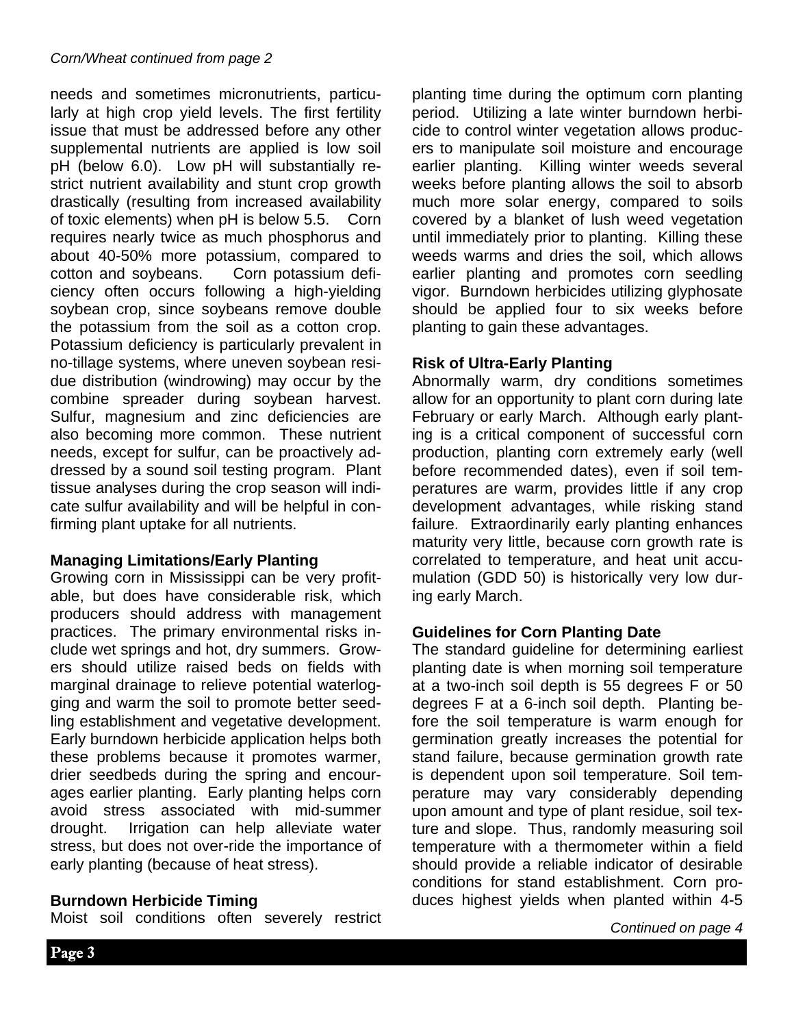*Corn/Wheat continued from page 2*

needs and sometimes micronutrients, particularly at high crop yield levels. The first fertility issue that must be addressed before any other supplemental nutrients are applied is low soil pH (below 6.0). Low pH will substantially restrict nutrient availability and stunt crop growth drastically (resulting from increased availability of toxic elements) when pH is below 5.5. Corn requires nearly twice as much phosphorus and about 40-50% more potassium, compared to cotton and soybeans. Corn potassium deficiency often occurs following a high-yielding soybean crop, since soybeans remove double the potassium from the soil as a cotton crop. Potassium deficiency is particularly prevalent in no-tillage systems, where uneven soybean residue distribution (windrowing) may occur by the combine spreader during soybean harvest. Sulfur, magnesium and zinc deficiencies are also becoming more common. These nutrient needs, except for sulfur, can be proactively addressed by a sound soil testing program. Plant tissue analyses during the crop season will indicate sulfur availability and will be helpful in confirming plant uptake for all nutrients.

**Managing Limitations/Early Planting**

Growing corn in Mississippi can be very profitable, but does have considerable risk, which producers should address with management practices. The primary environmental risks include wet springs and hot, dry summers. Growers should utilize raised beds on fields with marginal drainage to relieve potential waterlogging and warm the soil to promote better seedling establishment and vegetative development. Early burndown herbicide application helps both these problems because it promotes warmer, drier seedbeds during the spring and encourages earlier planting. Early planting helps corn avoid stress associated with mid-summer drought. Irrigation can help alleviate water stress, but does not over-ride the importance of early planting (because of heat stress).

**Burndown Herbicide Timing**

Moist soil conditions often severely restrict planting time during the optimum corn planting period. Utilizing a late winter burndown herbicide to control winter vegetation allows producers to manipulate soil moisture and encourage earlier planting. Killing winter weeds several weeks before planting allows the soil to absorb much more solar energy, compared to soils covered by a blanket of lush weed vegetation until immediately prior to planting. Killing these weeds warms and dries the soil, which allows earlier planting and promotes corn seedling vigor. Burndown herbicides utilizing glyphosate should be applied four to six weeks before planting to gain these advantages.

**Risk of Ultra-Early Planting**

Abnormally warm, dry conditions sometimes allow for an opportunity to plant corn during late February or early March. Although early planting is a critical component of successful corn production, planting corn extremely early (well before recommended dates), even if soil temperatures are warm, provides little if any crop development advantages, while risking stand failure. Extraordinarily early planting enhances maturity very little, because corn growth rate is correlated to temperature, and heat unit accumulation (GDD 50) is historically very low during early March.

**Guidelines for Corn Planting Date**

The standard guideline for determining earliest planting date is when morning soil temperature at a two-inch soil depth is 55 degrees F or 50 degrees F at a 6-inch soil depth. Planting before the soil temperature is warm enough for germination greatly increases the potential for stand failure, because germination growth rate is dependent upon soil temperature. Soil temperature may vary considerably depending upon amount and type of plant residue, soil texture and slope. Thus, randomly measuring soil temperature with a thermometer within a field should provide a reliable indicator of desirable conditions for stand establishment. Corn produces highest yields when planted within 4-5

*Continued on page 4*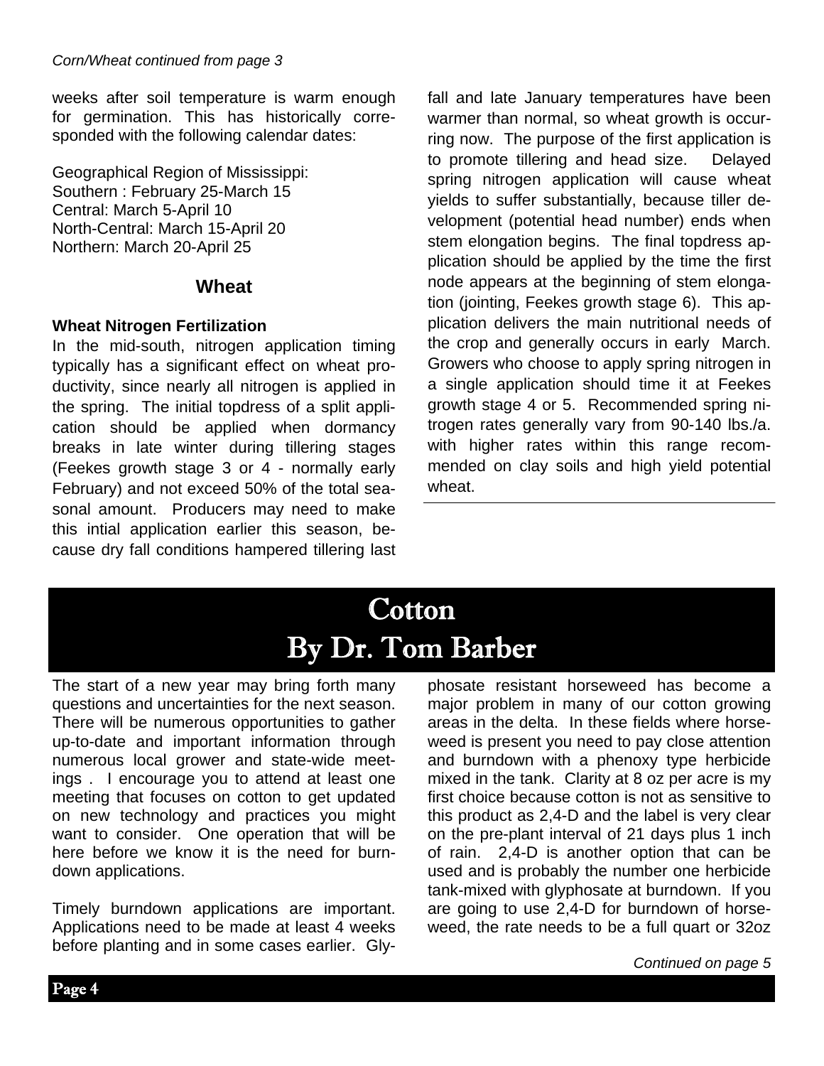*Corn/Wheat continued from page 3*

weeks after soil temperature is warm enough for germination. This has historically corresponded with the following calendar dates:

Geographical Region of Mississippi:
Southern : February 25-March 15
Central: March 5-April 10
North-Central: March 15-April 20
Northern: March 20-April 25

## Wheat

**Wheat Nitrogen Fertilization**

In the mid-south, nitrogen application timing typically has a significant effect on wheat productivity, since nearly all nitrogen is applied in the spring. The initial topdress of a split application should be applied when dormancy breaks in late winter during tillering stages (Feekes growth stage 3 or 4 - normally early February) and not exceed 50% of the total seasonal amount. Producers may need to make this intial application earlier this season, because dry fall conditions hampered tillering last fall and late January temperatures have been warmer than normal, so wheat growth is occurring now. The purpose of the first application is to promote tillering and head size. Delayed spring nitrogen application will cause wheat yields to suffer substantially, because tiller development (potential head number) ends when stem elongation begins. The final topdress application should be applied by the time the first node appears at the beginning of stem elongation (jointing, Feekes growth stage 6). This application delivers the main nutritional needs of the crop and generally occurs in early March. Growers who choose to apply spring nitrogen in a single application should time it at Feekes growth stage 4 or 5. Recommended spring nitrogen rates generally vary from 90-140 lbs./a. with higher rates within this range recommended on clay soils and high yield potential wheat.

# Cotton
## By Dr. Tom Barber

The start of a new year may bring forth many questions and uncertainties for the next season. There will be numerous opportunities to gather up-to-date and important information through numerous local grower and state-wide meetings . I encourage you to attend at least one meeting that focuses on cotton to get updated on new technology and practices you might want to consider. One operation that will be here before we know it is the need for burndown applications.

Timely burndown applications are important. Applications need to be made at least 4 weeks before planting and in some cases earlier. Glyphosate resistant horseweed has become a major problem in many of our cotton growing areas in the delta. In these fields where horseweed is present you need to pay close attention and burndown with a phenoxy type herbicide mixed in the tank. Clarity at 8 oz per acre is my first choice because cotton is not as sensitive to this product as 2,4-D and the label is very clear on the pre-plant interval of 21 days plus 1 inch of rain. 2,4-D is another option that can be used and is probably the number one herbicide tank-mixed with glyphosate at burndown. If you are going to use 2,4-D for burndown of horseweed, the rate needs to be a full quart or 32oz

*Continued on page 5*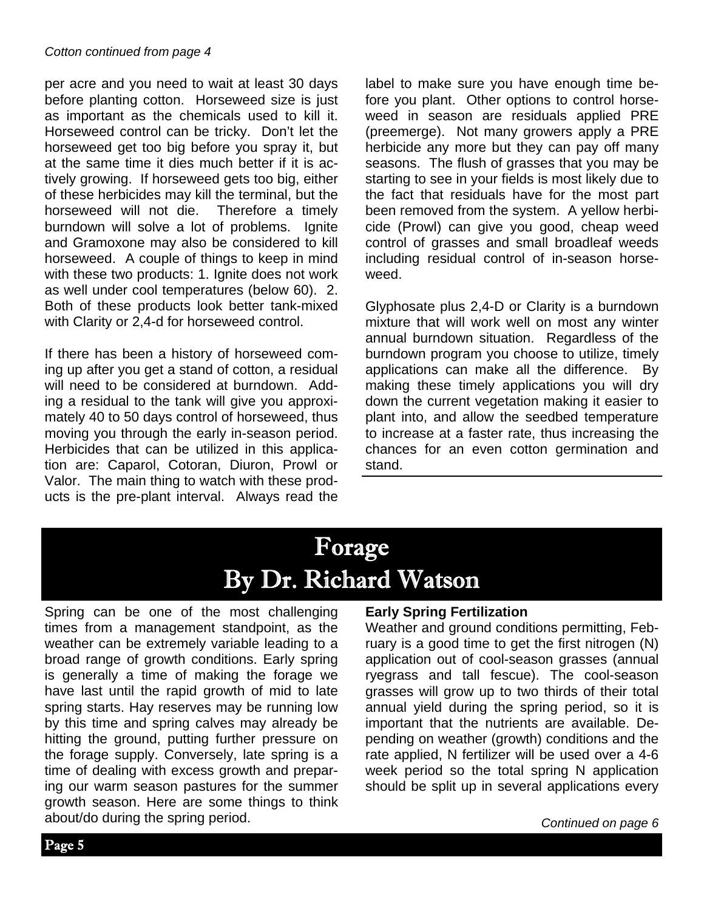*Cotton continued from page 4*

per acre and you need to wait at least 30 days before planting cotton. Horseweed size is just as important as the chemicals used to kill it. Horseweed control can be tricky. Don't let the horseweed get too big before you spray it, but at the same time it dies much better if it is actively growing. If horseweed gets too big, either of these herbicides may kill the terminal, but the horseweed will not die. Therefore a timely burndown will solve a lot of problems. Ignite and Gramoxone may also be considered to kill horseweed. A couple of things to keep in mind with these two products: 1. Ignite does not work as well under cool temperatures (below 60). 2. Both of these products look better tank-mixed with Clarity or 2,4-d for horseweed control.

If there has been a history of horseweed coming up after you get a stand of cotton, a residual will need to be considered at burndown. Adding a residual to the tank will give you approximately 40 to 50 days control of horseweed, thus moving you through the early in-season period. Herbicides that can be utilized in this application are: Caparol, Cotoran, Diuron, Prowl or Valor. The main thing to watch with these products is the pre-plant interval. Always read the label to make sure you have enough time before you plant. Other options to control horseweed in season are residuals applied PRE (preemerge). Not many growers apply a PRE herbicide any more but they can pay off many seasons. The flush of grasses that you may be starting to see in your fields is most likely due to the fact that residuals have for the most part been removed from the system. A yellow herbicide (Prowl) can give you good, cheap weed control of grasses and small broadleaf weeds including residual control of in-season horseweed.

Glyphosate plus 2,4-D or Clarity is a burndown mixture that will work well on most any winter annual burndown situation. Regardless of the burndown program you choose to utilize, timely applications can make all the difference. By making these timely applications you will dry down the current vegetation making it easier to plant into, and allow the seedbed temperature to increase at a faster rate, thus increasing the chances for an even cotton germination and stand.

# Forage
## By Dr. Richard Watson

Spring can be one of the most challenging times from a management standpoint, as the weather can be extremely variable leading to a broad range of growth conditions. Early spring is generally a time of making the forage we have last until the rapid growth of mid to late spring starts. Hay reserves may be running low by this time and spring calves may already be hitting the ground, putting further pressure on the forage supply. Conversely, late spring is a time of dealing with excess growth and preparing our warm season pastures for the summer growth season. Here are some things to think about/do during the spring period.

**Early Spring Fertilization**

Weather and ground conditions permitting, February is a good time to get the first nitrogen (N) application out of cool-season grasses (annual ryegrass and tall fescue). The cool-season grasses will grow up to two thirds of their total annual yield during the spring period, so it is important that the nutrients are available. Depending on weather (growth) conditions and the rate applied, N fertilizer will be used over a 4-6 week period so the total spring N application should be split up in several applications every

*Continued on page 6*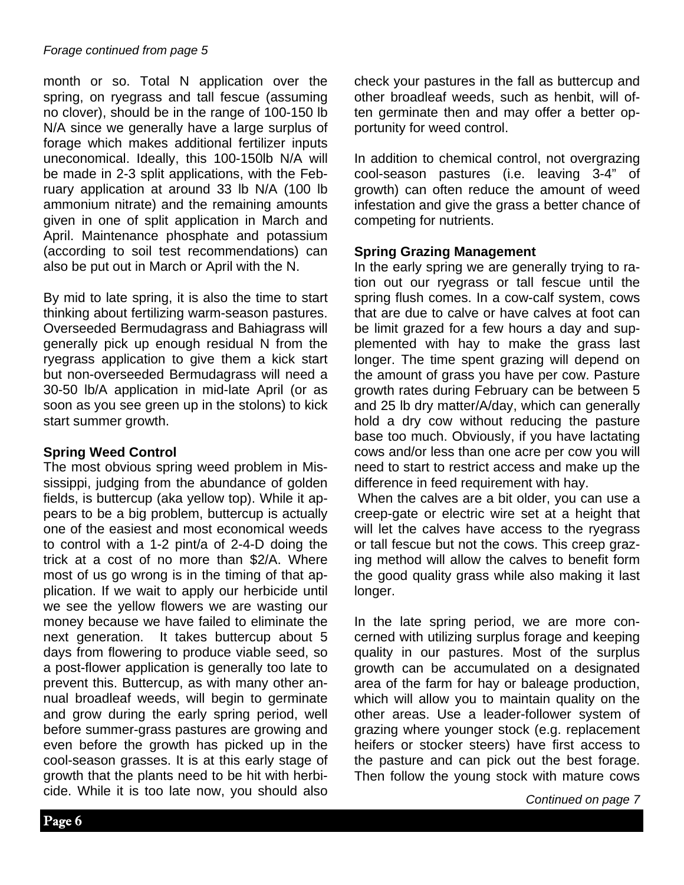*Forage continued from page 5*

month or so. Total N application over the spring, on ryegrass and tall fescue (assuming no clover), should be in the range of 100-150 lb N/A since we generally have a large surplus of forage which makes additional fertilizer inputs uneconomical. Ideally, this 100-150lb N/A will be made in 2-3 split applications, with the February application at around 33 lb N/A (100 lb ammonium nitrate) and the remaining amounts given in one of split application in March and April. Maintenance phosphate and potassium (according to soil test recommendations) can also be put out in March or April with the N.

By mid to late spring, it is also the time to start thinking about fertilizing warm-season pastures. Overseeded Bermudagrass and Bahiagrass will generally pick up enough residual N from the ryegrass application to give them a kick start but non-overseeded Bermudagrass will need a 30-50 lb/A application in mid-late April (or as soon as you see green up in the stolons) to kick start summer growth.

**Spring Weed Control**

The most obvious spring weed problem in Mississippi, judging from the abundance of golden fields, is buttercup (aka yellow top). While it appears to be a big problem, buttercup is actually one of the easiest and most economical weeds to control with a 1-2 pint/a of 2-4-D doing the trick at a cost of no more than $2/A. Where most of us go wrong is in the timing of that application. If we wait to apply our herbicide until we see the yellow flowers we are wasting our money because we have failed to eliminate the next generation. It takes buttercup about 5 days from flowering to produce viable seed, so a post-flower application is generally too late to prevent this. Buttercup, as with many other annual broadleaf weeds, will begin to germinate and grow during the early spring period, well before summer-grass pastures are growing and even before the growth has picked up in the cool-season grasses. It is at this early stage of growth that the plants need to be hit with herbicide. While it is too late now, you should also check your pastures in the fall as buttercup and other broadleaf weeds, such as henbit, will often germinate then and may offer a better opportunity for weed control.

In addition to chemical control, not overgrazing cool-season pastures (i.e. leaving 3-4" of growth) can often reduce the amount of weed infestation and give the grass a better chance of competing for nutrients.

**Spring Grazing Management**

In the early spring we are generally trying to ration out our ryegrass or tall fescue until the spring flush comes. In a cow-calf system, cows that are due to calve or have calves at foot can be limit grazed for a few hours a day and supplemented with hay to make the grass last longer. The time spent grazing will depend on the amount of grass you have per cow. Pasture growth rates during February can be between 5 and 25 lb dry matter/A/day, which can generally hold a dry cow without reducing the pasture base too much. Obviously, if you have lactating cows and/or less than one acre per cow you will need to start to restrict access and make up the difference in feed requirement with hay.

When the calves are a bit older, you can use a creep-gate or electric wire set at a height that will let the calves have access to the ryegrass or tall fescue but not the cows. This creep grazing method will allow the calves to benefit form the good quality grass while also making it last longer.

In the late spring period, we are more concerned with utilizing surplus forage and keeping quality in our pastures. Most of the surplus growth can be accumulated on a designated area of the farm for hay or baleage production, which will allow you to maintain quality on the other areas. Use a leader-follower system of grazing where younger stock (e.g. replacement heifers or stocker steers) have first access to the pasture and can pick out the best forage. Then follow the young stock with mature cows

*Continued on page 7*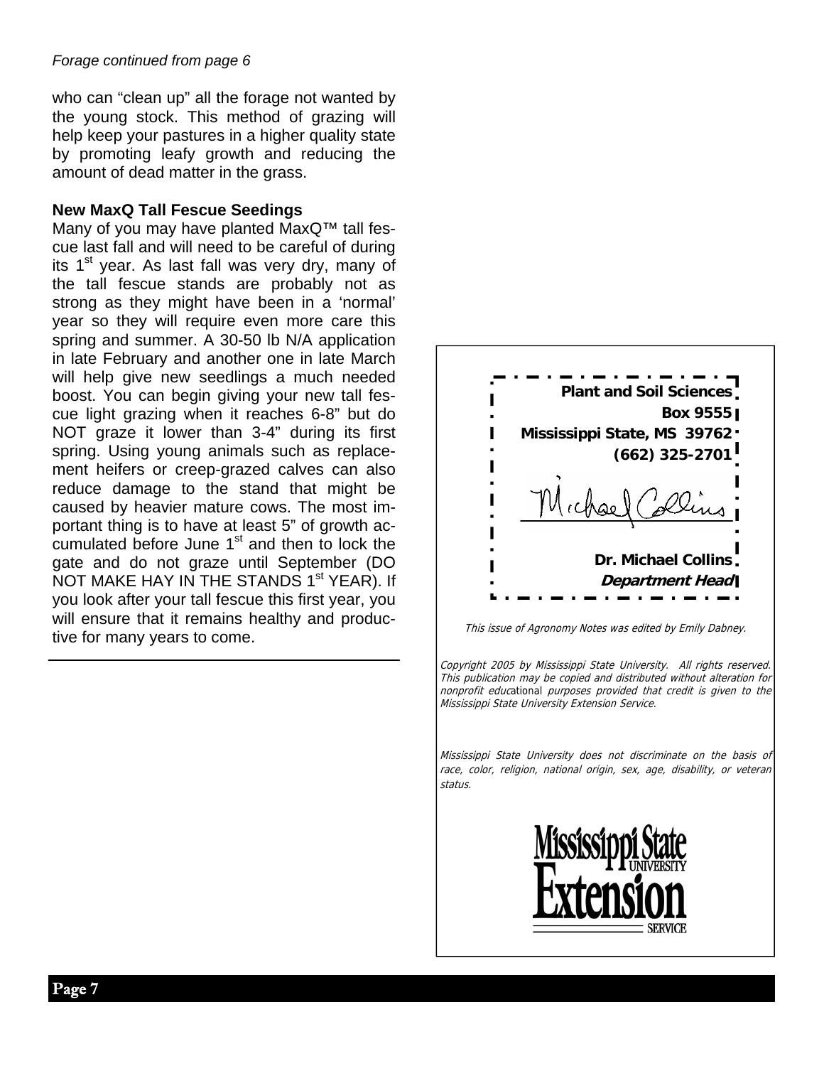*Forage continued from page 6*

who can "clean up" all the forage not wanted by the young stock. This method of grazing will help keep your pastures in a higher quality state by promoting leafy growth and reducing the amount of dead matter in the grass.

**New MaxQ Tall Fescue Seedings**

Many of you may have planted MaxQ™ tall fescue last fall and will need to be careful of during its 1st year. As last fall was very dry, many of the tall fescue stands are probably not as strong as they might have been in a 'normal' year so they will require even more care this spring and summer. A 30-50 lb N/A application in late February and another one in late March will help give new seedlings a much needed boost. You can begin giving your new tall fescue light grazing when it reaches 6-8" but do NOT graze it lower than 3-4" during its first spring. Using young animals such as replacement heifers or creep-grazed calves can also reduce damage to the stand that might be caused by heavier mature cows. The most important thing is to have at least 5" of growth accumulated before June 1st and then to lock the gate and do not graze until September (DO NOT MAKE HAY IN THE STANDS 1st YEAR). If you look after your tall fescue this first year, you will ensure that it remains healthy and productive for many years to come.

---

**Plant and Soil Sciences**
**Box 9555**
**Mississippi State, MS 39762**
**(662) 325-2701**

Michael Collins

**Dr. Michael Collins**
***Department Head***

*This issue of Agronomy Notes was edited by Emily Dabney.*

*Copyright 2005 by Mississippi State University. All rights reserved. This publication may be copied and distributed without alteration for nonprofit educational purposes provided that credit is given to the Mississippi State University Extension Service.*

*Mississippi State University does not discriminate on the basis of race, color, religion, national origin, sex, age, disability, or veteran status.*

Mississippi State University Extension Service